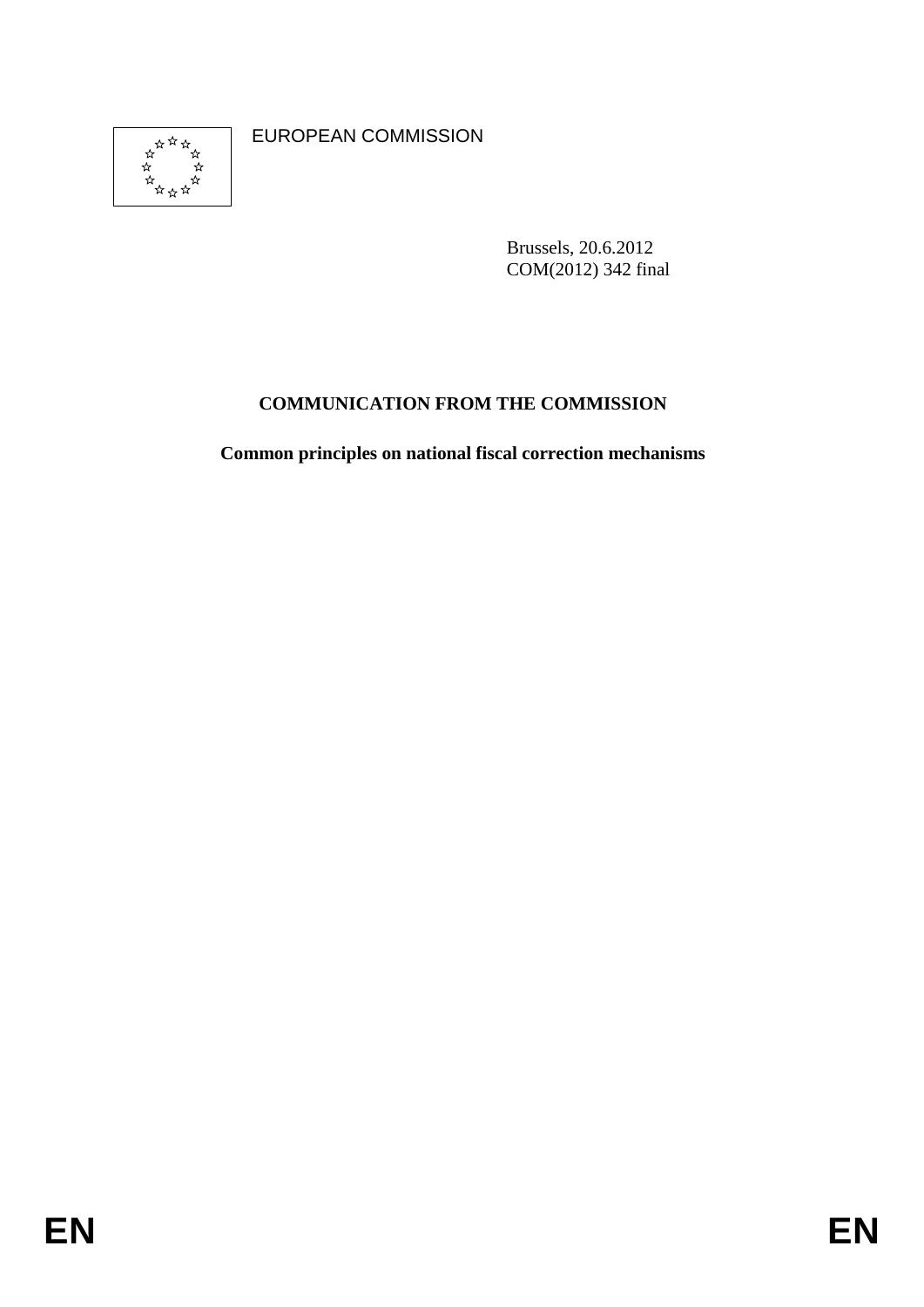EUROPEAN COMMISSION

Brussels, 20.6.2012
COM(2012) 342 final

# COMMUNICATION FROM THE COMMISSION

## Common principles on national fiscal correction mechanisms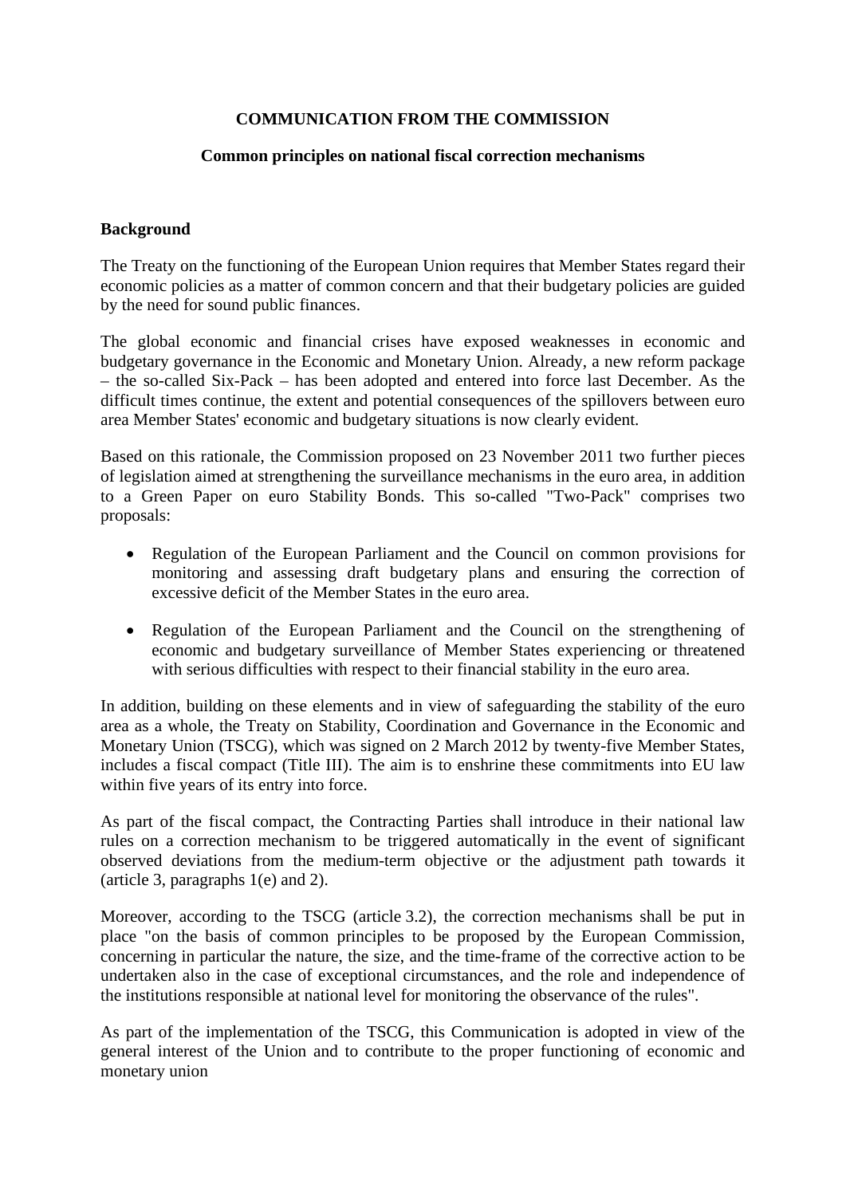**COMMUNICATION FROM THE COMMISSION**

**Common principles on national fiscal correction mechanisms**

## Background

The Treaty on the functioning of the European Union requires that Member States regard their economic policies as a matter of common concern and that their budgetary policies are guided by the need for sound public finances.

The global economic and financial crises have exposed weaknesses in economic and budgetary governance in the Economic and Monetary Union. Already, a new reform package – the so-called Six-Pack – has been adopted and entered into force last December. As the difficult times continue, the extent and potential consequences of the spillovers between euro area Member States' economic and budgetary situations is now clearly evident.

Based on this rationale, the Commission proposed on 23 November 2011 two further pieces of legislation aimed at strengthening the surveillance mechanisms in the euro area, in addition to a Green Paper on euro Stability Bonds. This so-called "Two-Pack" comprises two proposals:

- Regulation of the European Parliament and the Council on common provisions for monitoring and assessing draft budgetary plans and ensuring the correction of excessive deficit of the Member States in the euro area.
- Regulation of the European Parliament and the Council on the strengthening of economic and budgetary surveillance of Member States experiencing or threatened with serious difficulties with respect to their financial stability in the euro area.

In addition, building on these elements and in view of safeguarding the stability of the euro area as a whole, the Treaty on Stability, Coordination and Governance in the Economic and Monetary Union (TSCG), which was signed on 2 March 2012 by twenty-five Member States, includes a fiscal compact (Title III). The aim is to enshrine these commitments into EU law within five years of its entry into force.

As part of the fiscal compact, the Contracting Parties shall introduce in their national law rules on a correction mechanism to be triggered automatically in the event of significant observed deviations from the medium-term objective or the adjustment path towards it (article 3, paragraphs 1(e) and 2).

Moreover, according to the TSCG (article 3.2), the correction mechanisms shall be put in place "on the basis of common principles to be proposed by the European Commission, concerning in particular the nature, the size, and the time-frame of the corrective action to be undertaken also in the case of exceptional circumstances, and the role and independence of the institutions responsible at national level for monitoring the observance of the rules".

As part of the implementation of the TSCG, this Communication is adopted in view of the general interest of the Union and to contribute to the proper functioning of economic and monetary union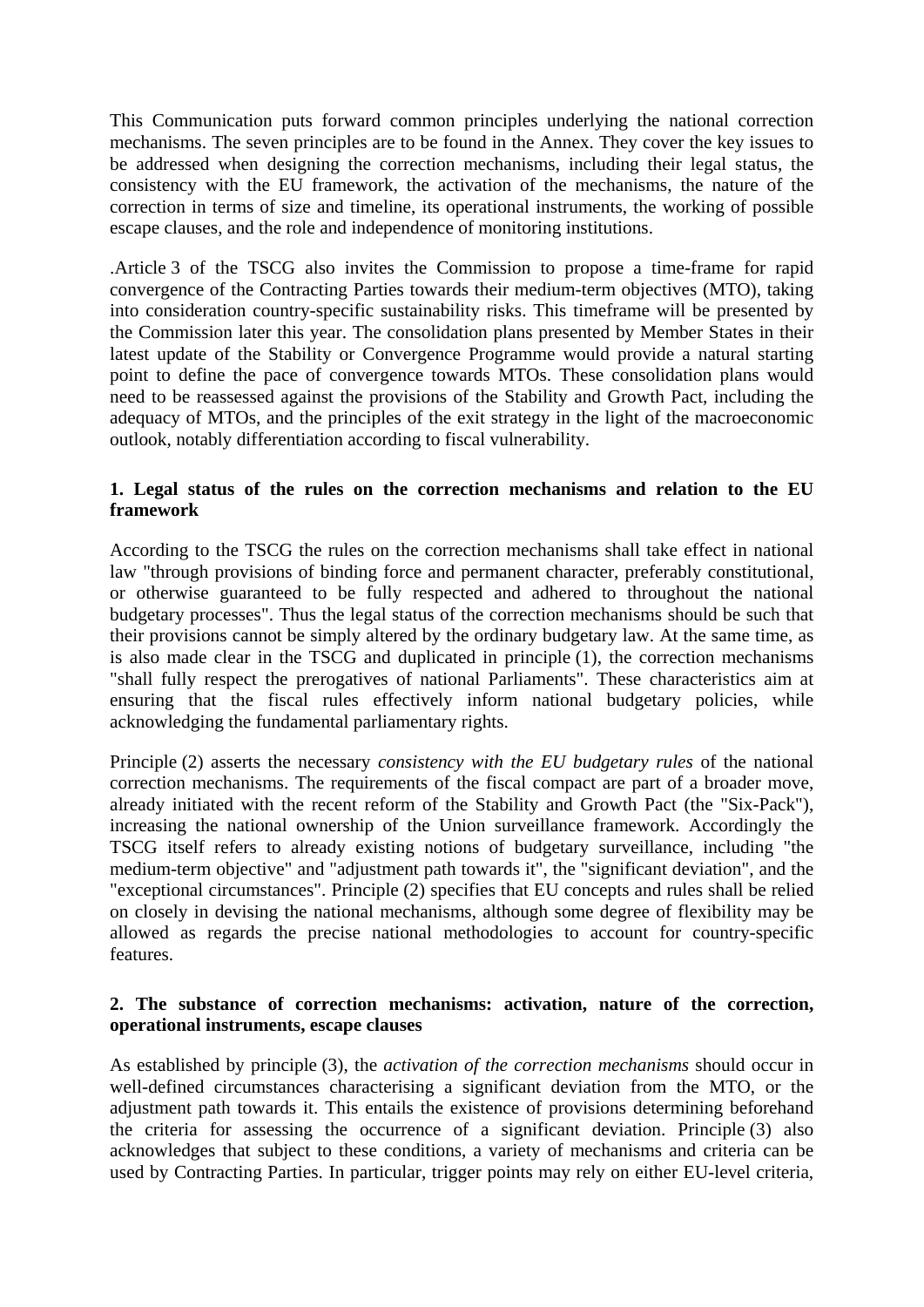This Communication puts forward common principles underlying the national correction mechanisms. The seven principles are to be found in the Annex. They cover the key issues to be addressed when designing the correction mechanisms, including their legal status, the consistency with the EU framework, the activation of the mechanisms, the nature of the correction in terms of size and timeline, its operational instruments, the working of possible escape clauses, and the role and independence of monitoring institutions.

.Article 3 of the TSCG also invites the Commission to propose a time-frame for rapid convergence of the Contracting Parties towards their medium-term objectives (MTO), taking into consideration country-specific sustainability risks. This timeframe will be presented by the Commission later this year. The consolidation plans presented by Member States in their latest update of the Stability or Convergence Programme would provide a natural starting point to define the pace of convergence towards MTOs. These consolidation plans would need to be reassessed against the provisions of the Stability and Growth Pact, including the adequacy of MTOs, and the principles of the exit strategy in the light of the macroeconomic outlook, notably differentiation according to fiscal vulnerability.

### 1. Legal status of the rules on the correction mechanisms and relation to the EU framework

According to the TSCG the rules on the correction mechanisms shall take effect in national law "through provisions of binding force and permanent character, preferably constitutional, or otherwise guaranteed to be fully respected and adhered to throughout the national budgetary processes". Thus the legal status of the correction mechanisms should be such that their provisions cannot be simply altered by the ordinary budgetary law. At the same time, as is also made clear in the TSCG and duplicated in principle (1), the correction mechanisms "shall fully respect the prerogatives of national Parliaments". These characteristics aim at ensuring that the fiscal rules effectively inform national budgetary policies, while acknowledging the fundamental parliamentary rights.

Principle (2) asserts the necessary *consistency with the EU budgetary rules* of the national correction mechanisms. The requirements of the fiscal compact are part of a broader move, already initiated with the recent reform of the Stability and Growth Pact (the "Six-Pack"), increasing the national ownership of the Union surveillance framework. Accordingly the TSCG itself refers to already existing notions of budgetary surveillance, including "the medium-term objective" and "adjustment path towards it", the "significant deviation", and the "exceptional circumstances". Principle (2) specifies that EU concepts and rules shall be relied on closely in devising the national mechanisms, although some degree of flexibility may be allowed as regards the precise national methodologies to account for country-specific features.

### 2. The substance of correction mechanisms: activation, nature of the correction, operational instruments, escape clauses

As established by principle (3), the *activation of the correction mechanisms* should occur in well-defined circumstances characterising a significant deviation from the MTO, or the adjustment path towards it. This entails the existence of provisions determining beforehand the criteria for assessing the occurrence of a significant deviation. Principle (3) also acknowledges that subject to these conditions, a variety of mechanisms and criteria can be used by Contracting Parties. In particular, trigger points may rely on either EU-level criteria,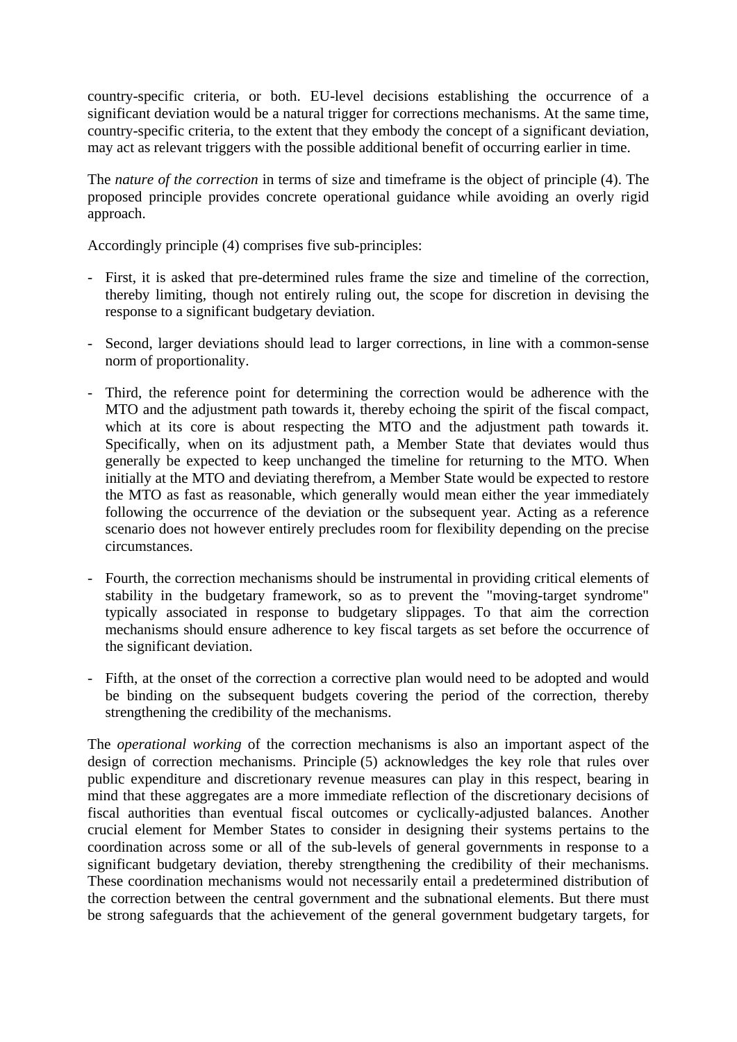country-specific criteria, or both. EU-level decisions establishing the occurrence of a significant deviation would be a natural trigger for corrections mechanisms. At the same time, country-specific criteria, to the extent that they embody the concept of a significant deviation, may act as relevant triggers with the possible additional benefit of occurring earlier in time.

The *nature of the correction* in terms of size and timeframe is the object of principle (4). The proposed principle provides concrete operational guidance while avoiding an overly rigid approach.

Accordingly principle (4) comprises five sub-principles:

- First, it is asked that pre-determined rules frame the size and timeline of the correction, thereby limiting, though not entirely ruling out, the scope for discretion in devising the response to a significant budgetary deviation.
- Second, larger deviations should lead to larger corrections, in line with a common-sense norm of proportionality.
- Third, the reference point for determining the correction would be adherence with the MTO and the adjustment path towards it, thereby echoing the spirit of the fiscal compact, which at its core is about respecting the MTO and the adjustment path towards it. Specifically, when on its adjustment path, a Member State that deviates would thus generally be expected to keep unchanged the timeline for returning to the MTO. When initially at the MTO and deviating therefrom, a Member State would be expected to restore the MTO as fast as reasonable, which generally would mean either the year immediately following the occurrence of the deviation or the subsequent year. Acting as a reference scenario does not however entirely precludes room for flexibility depending on the precise circumstances.
- Fourth, the correction mechanisms should be instrumental in providing critical elements of stability in the budgetary framework, so as to prevent the "moving-target syndrome" typically associated in response to budgetary slippages. To that aim the correction mechanisms should ensure adherence to key fiscal targets as set before the occurrence of the significant deviation.
- Fifth, at the onset of the correction a corrective plan would need to be adopted and would be binding on the subsequent budgets covering the period of the correction, thereby strengthening the credibility of the mechanisms.

The *operational working* of the correction mechanisms is also an important aspect of the design of correction mechanisms. Principle (5) acknowledges the key role that rules over public expenditure and discretionary revenue measures can play in this respect, bearing in mind that these aggregates are a more immediate reflection of the discretionary decisions of fiscal authorities than eventual fiscal outcomes or cyclically-adjusted balances. Another crucial element for Member States to consider in designing their systems pertains to the coordination across some or all of the sub-levels of general governments in response to a significant budgetary deviation, thereby strengthening the credibility of their mechanisms. These coordination mechanisms would not necessarily entail a predetermined distribution of the correction between the central government and the subnational elements. But there must be strong safeguards that the achievement of the general government budgetary targets, for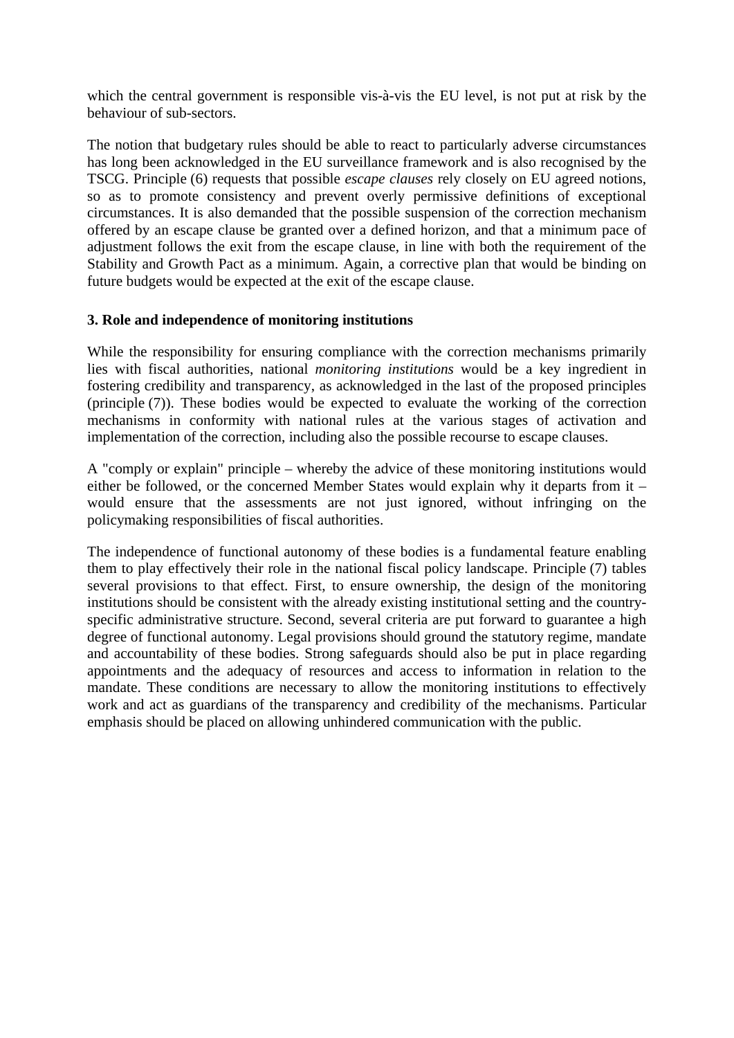which the central government is responsible vis-à-vis the EU level, is not put at risk by the behaviour of sub-sectors.

The notion that budgetary rules should be able to react to particularly adverse circumstances has long been acknowledged in the EU surveillance framework and is also recognised by the TSCG. Principle (6) requests that possible *escape clauses* rely closely on EU agreed notions, so as to promote consistency and prevent overly permissive definitions of exceptional circumstances. It is also demanded that the possible suspension of the correction mechanism offered by an escape clause be granted over a defined horizon, and that a minimum pace of adjustment follows the exit from the escape clause, in line with both the requirement of the Stability and Growth Pact as a minimum. Again, a corrective plan that would be binding on future budgets would be expected at the exit of the escape clause.

**3. Role and independence of monitoring institutions**

While the responsibility for ensuring compliance with the correction mechanisms primarily lies with fiscal authorities, national *monitoring institutions* would be a key ingredient in fostering credibility and transparency, as acknowledged in the last of the proposed principles (principle (7)). These bodies would be expected to evaluate the working of the correction mechanisms in conformity with national rules at the various stages of activation and implementation of the correction, including also the possible recourse to escape clauses.

A "comply or explain" principle – whereby the advice of these monitoring institutions would either be followed, or the concerned Member States would explain why it departs from it – would ensure that the assessments are not just ignored, without infringing on the policymaking responsibilities of fiscal authorities.

The independence of functional autonomy of these bodies is a fundamental feature enabling them to play effectively their role in the national fiscal policy landscape. Principle (7) tables several provisions to that effect. First, to ensure ownership, the design of the monitoring institutions should be consistent with the already existing institutional setting and the country-specific administrative structure. Second, several criteria are put forward to guarantee a high degree of functional autonomy. Legal provisions should ground the statutory regime, mandate and accountability of these bodies. Strong safeguards should also be put in place regarding appointments and the adequacy of resources and access to information in relation to the mandate. These conditions are necessary to allow the monitoring institutions to effectively work and act as guardians of the transparency and credibility of the mechanisms. Particular emphasis should be placed on allowing unhindered communication with the public.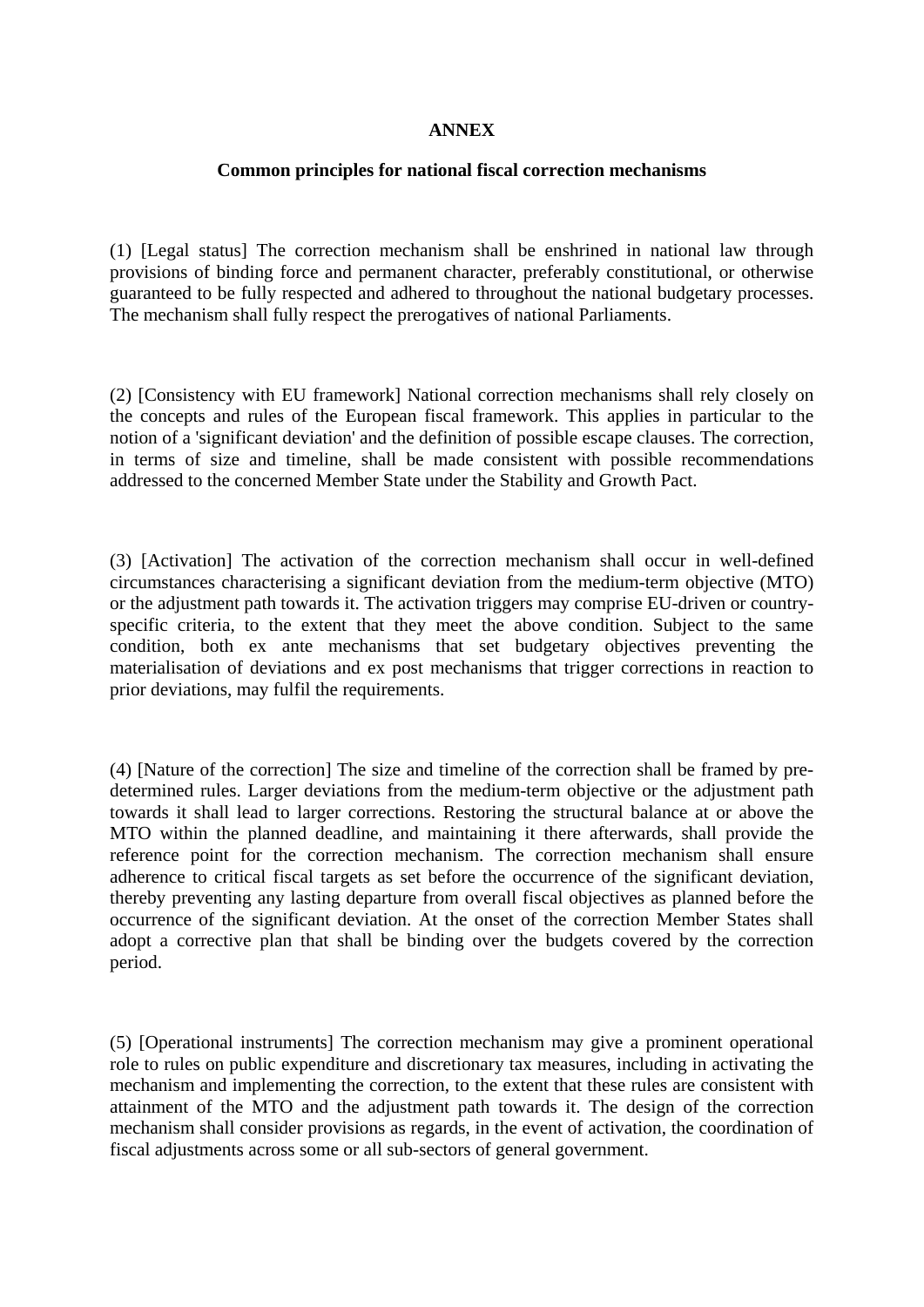**ANNEX**

**Common principles for national fiscal correction mechanisms**

(1) [Legal status] The correction mechanism shall be enshrined in national law through provisions of binding force and permanent character, preferably constitutional, or otherwise guaranteed to be fully respected and adhered to throughout the national budgetary processes. The mechanism shall fully respect the prerogatives of national Parliaments.

(2) [Consistency with EU framework] National correction mechanisms shall rely closely on the concepts and rules of the European fiscal framework. This applies in particular to the notion of a 'significant deviation' and the definition of possible escape clauses. The correction, in terms of size and timeline, shall be made consistent with possible recommendations addressed to the concerned Member State under the Stability and Growth Pact.

(3) [Activation] The activation of the correction mechanism shall occur in well-defined circumstances characterising a significant deviation from the medium-term objective (MTO) or the adjustment path towards it. The activation triggers may comprise EU-driven or country-specific criteria, to the extent that they meet the above condition. Subject to the same condition, both ex ante mechanisms that set budgetary objectives preventing the materialisation of deviations and ex post mechanisms that trigger corrections in reaction to prior deviations, may fulfil the requirements.

(4) [Nature of the correction] The size and timeline of the correction shall be framed by pre-determined rules. Larger deviations from the medium-term objective or the adjustment path towards it shall lead to larger corrections. Restoring the structural balance at or above the MTO within the planned deadline, and maintaining it there afterwards, shall provide the reference point for the correction mechanism. The correction mechanism shall ensure adherence to critical fiscal targets as set before the occurrence of the significant deviation, thereby preventing any lasting departure from overall fiscal objectives as planned before the occurrence of the significant deviation. At the onset of the correction Member States shall adopt a corrective plan that shall be binding over the budgets covered by the correction period.

(5) [Operational instruments] The correction mechanism may give a prominent operational role to rules on public expenditure and discretionary tax measures, including in activating the mechanism and implementing the correction, to the extent that these rules are consistent with attainment of the MTO and the adjustment path towards it. The design of the correction mechanism shall consider provisions as regards, in the event of activation, the coordination of fiscal adjustments across some or all sub-sectors of general government.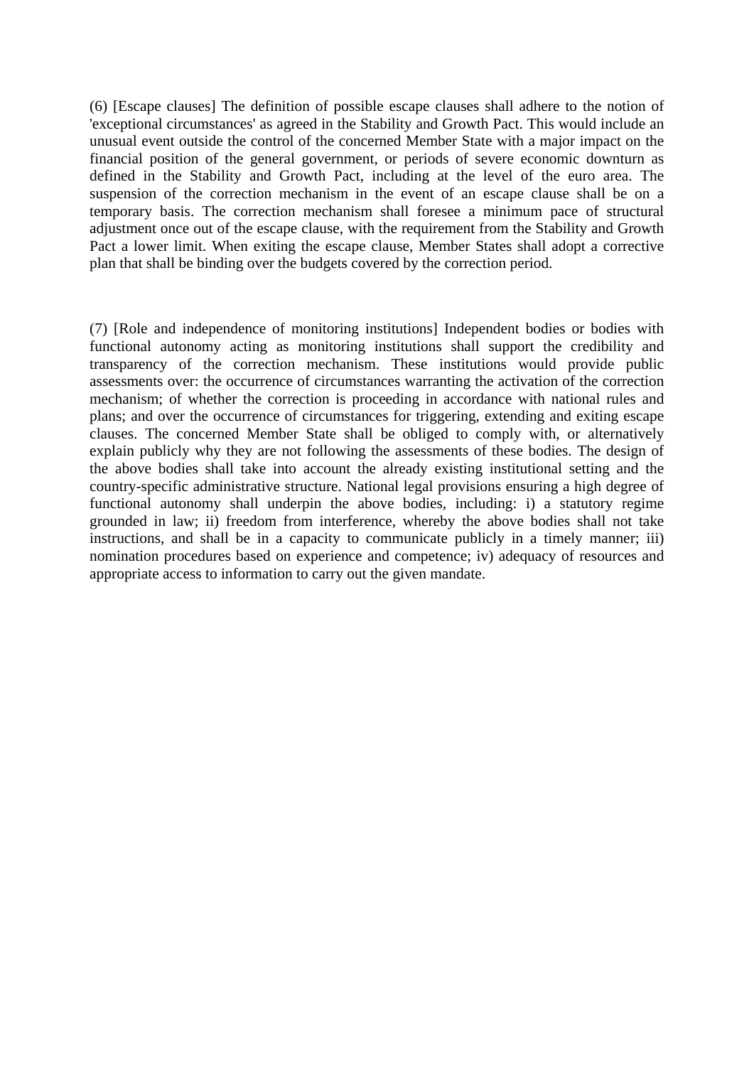(6) [Escape clauses] The definition of possible escape clauses shall adhere to the notion of 'exceptional circumstances' as agreed in the Stability and Growth Pact. This would include an unusual event outside the control of the concerned Member State with a major impact on the financial position of the general government, or periods of severe economic downturn as defined in the Stability and Growth Pact, including at the level of the euro area. The suspension of the correction mechanism in the event of an escape clause shall be on a temporary basis. The correction mechanism shall foresee a minimum pace of structural adjustment once out of the escape clause, with the requirement from the Stability and Growth Pact a lower limit. When exiting the escape clause, Member States shall adopt a corrective plan that shall be binding over the budgets covered by the correction period.

(7) [Role and independence of monitoring institutions] Independent bodies or bodies with functional autonomy acting as monitoring institutions shall support the credibility and transparency of the correction mechanism. These institutions would provide public assessments over: the occurrence of circumstances warranting the activation of the correction mechanism; of whether the correction is proceeding in accordance with national rules and plans; and over the occurrence of circumstances for triggering, extending and exiting escape clauses. The concerned Member State shall be obliged to comply with, or alternatively explain publicly why they are not following the assessments of these bodies. The design of the above bodies shall take into account the already existing institutional setting and the country-specific administrative structure. National legal provisions ensuring a high degree of functional autonomy shall underpin the above bodies, including: i) a statutory regime grounded in law; ii) freedom from interference, whereby the above bodies shall not take instructions, and shall be in a capacity to communicate publicly in a timely manner; iii) nomination procedures based on experience and competence; iv) adequacy of resources and appropriate access to information to carry out the given mandate.